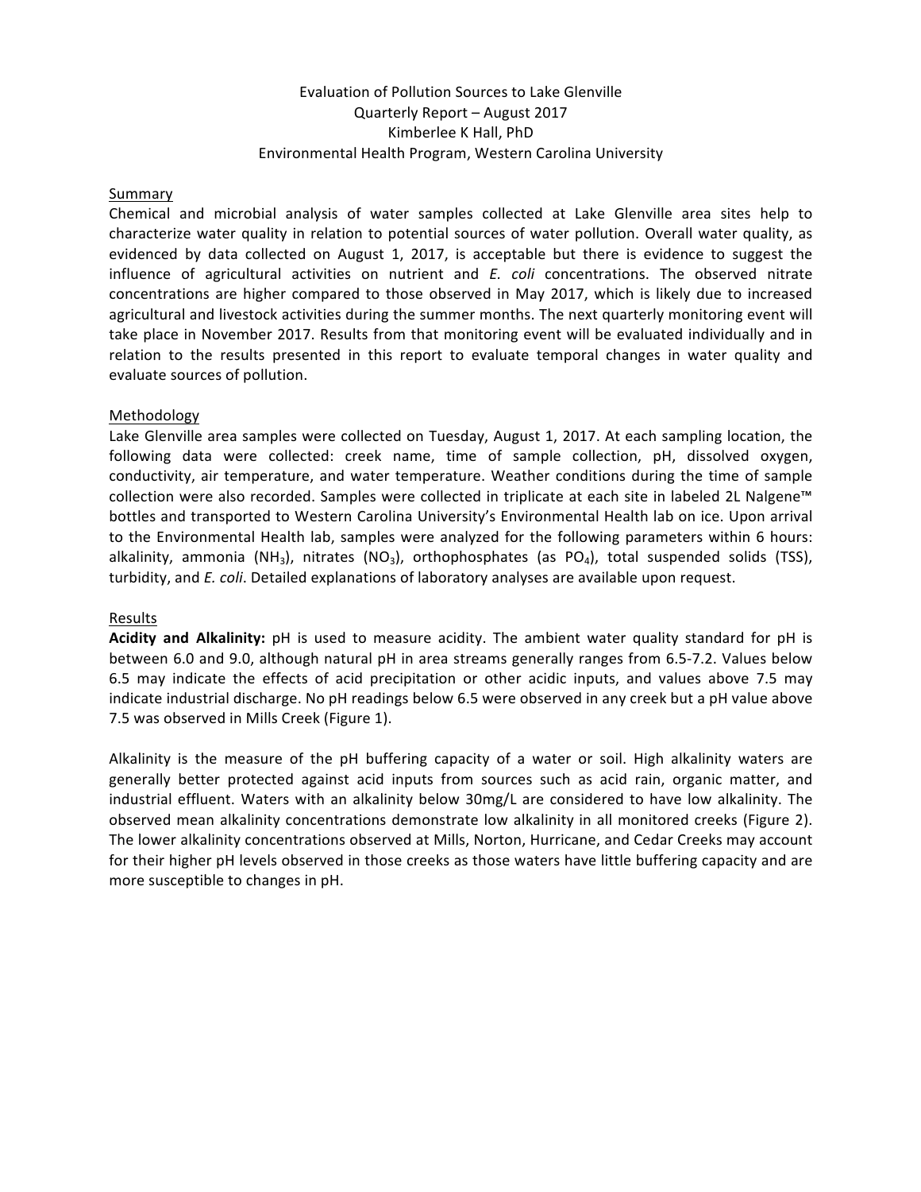# Evaluation of Pollution Sources to Lake Glenville

Quarterly Report – August 2017

Kimberlee K Hall, PhD

Environmental Health Program, Western Carolina University

## Summary

Chemical and microbial analysis of water samples collected at Lake Glenville area sites help to characterize water quality in relation to potential sources of water pollution. Overall water quality, as evidenced by data collected on August 1, 2017, is acceptable but there is evidence to suggest the influence of agricultural activities on nutrient and *E. coli* concentrations. The observed nitrate concentrations are higher compared to those observed in May 2017, which is likely due to increased agricultural and livestock activities during the summer months. The next quarterly monitoring event will take place in November 2017. Results from that monitoring event will be evaluated individually and in relation to the results presented in this report to evaluate temporal changes in water quality and evaluate sources of pollution.

## Methodology

Lake Glenville area samples were collected on Tuesday, August 1, 2017. At each sampling location, the following data were collected: creek name, time of sample collection, pH, dissolved oxygen, conductivity, air temperature, and water temperature. Weather conditions during the time of sample collection were also recorded. Samples were collected in triplicate at each site in labeled 2L Nalgene™ bottles and transported to Western Carolina University's Environmental Health lab on ice. Upon arrival to the Environmental Health lab, samples were analyzed for the following parameters within 6 hours: alkalinity, ammonia ($NH_3$), nitrates ($NO_3$), orthophosphates (as $PO_4$), total suspended solids (TSS), turbidity, and *E. coli*. Detailed explanations of laboratory analyses are available upon request.

## Results

**Acidity and Alkalinity:** pH is used to measure acidity. The ambient water quality standard for pH is between 6.0 and 9.0, although natural pH in area streams generally ranges from 6.5-7.2. Values below 6.5 may indicate the effects of acid precipitation or other acidic inputs, and values above 7.5 may indicate industrial discharge. No pH readings below 6.5 were observed in any creek but a pH value above 7.5 was observed in Mills Creek (Figure 1).

Alkalinity is the measure of the pH buffering capacity of a water or soil. High alkalinity waters are generally better protected against acid inputs from sources such as acid rain, organic matter, and industrial effluent. Waters with an alkalinity below 30mg/L are considered to have low alkalinity. The observed mean alkalinity concentrations demonstrate low alkalinity in all monitored creeks (Figure 2). The lower alkalinity concentrations observed at Mills, Norton, Hurricane, and Cedar Creeks may account for their higher pH levels observed in those creeks as those waters have little buffering capacity and are more susceptible to changes in pH.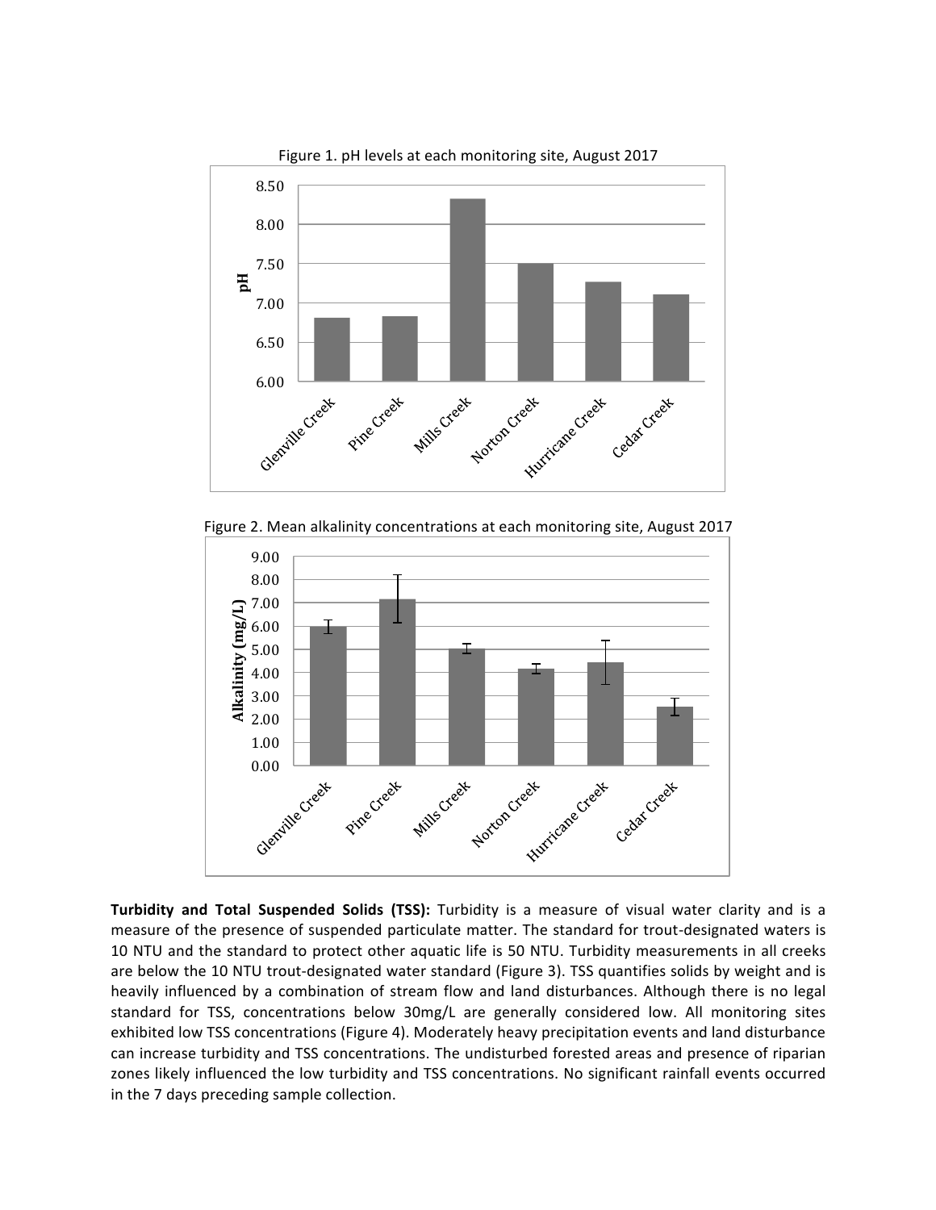Figure 1. pH levels at each monitoring site, August 2017

Figure 2. Mean alkalinity concentrations at each monitoring site, August 2017

**Turbidity and Total Suspended Solids (TSS):** Turbidity is a measure of visual water clarity and is a measure of the presence of suspended particulate matter. The standard for trout-designated waters is 10 NTU and the standard to protect other aquatic life is 50 NTU. Turbidity measurements in all creeks are below the 10 NTU trout-designated water standard (Figure 3). TSS quantifies solids by weight and is heavily influenced by a combination of stream flow and land disturbances. Although there is no legal standard for TSS, concentrations below 30mg/L are generally considered low. All monitoring sites exhibited low TSS concentrations (Figure 4). Moderately heavy precipitation events and land disturbance can increase turbidity and TSS concentrations. The undisturbed forested areas and presence of riparian zones likely influenced the low turbidity and TSS concentrations. No significant rainfall events occurred in the 7 days preceding sample collection.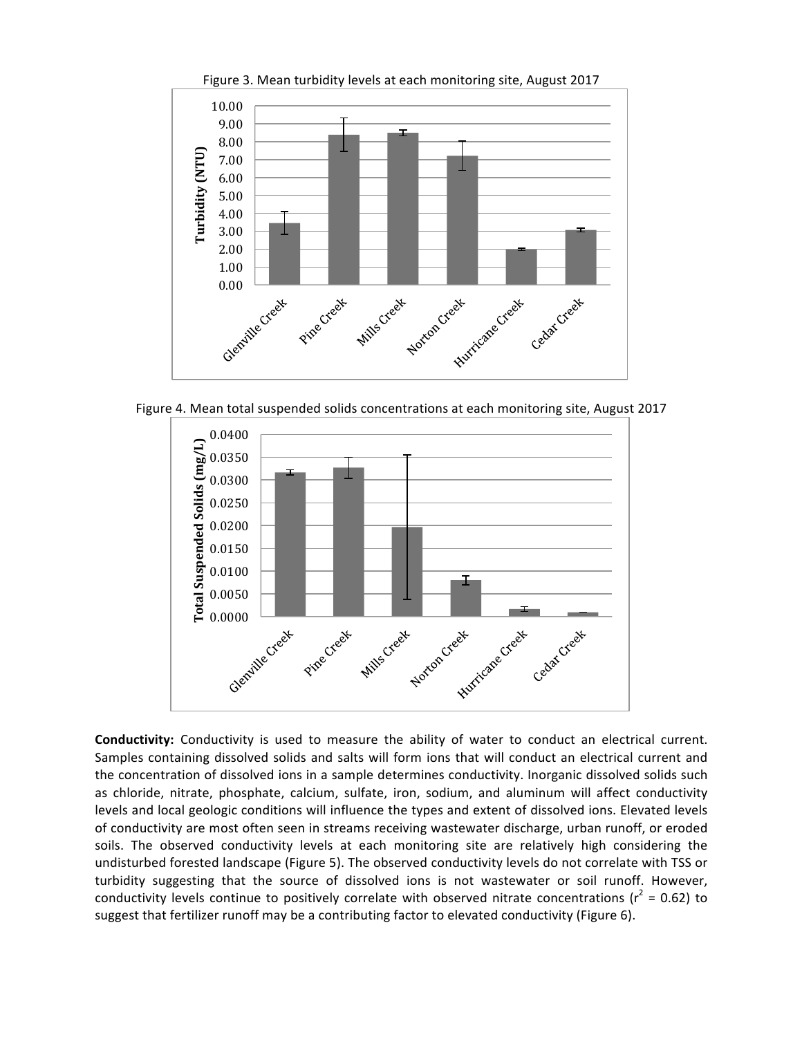Figure 3. Mean turbidity levels at each monitoring site, August 2017

Figure 4. Mean total suspended solids concentrations at each monitoring site, August 2017

**Conductivity:** Conductivity is used to measure the ability of water to conduct an electrical current. Samples containing dissolved solids and salts will form ions that will conduct an electrical current and the concentration of dissolved ions in a sample determines conductivity. Inorganic dissolved solids such as chloride, nitrate, phosphate, calcium, sulfate, iron, sodium, and aluminum will affect conductivity levels and local geologic conditions will influence the types and extent of dissolved ions. Elevated levels of conductivity are most often seen in streams receiving wastewater discharge, urban runoff, or eroded soils. The observed conductivity levels at each monitoring site are relatively high considering the undisturbed forested landscape (Figure 5). The observed conductivity levels do not correlate with TSS or turbidity suggesting that the source of dissolved ions is not wastewater or soil runoff. However, conductivity levels continue to positively correlate with observed nitrate concentrations ($r^2$ = 0.62) to suggest that fertilizer runoff may be a contributing factor to elevated conductivity (Figure 6).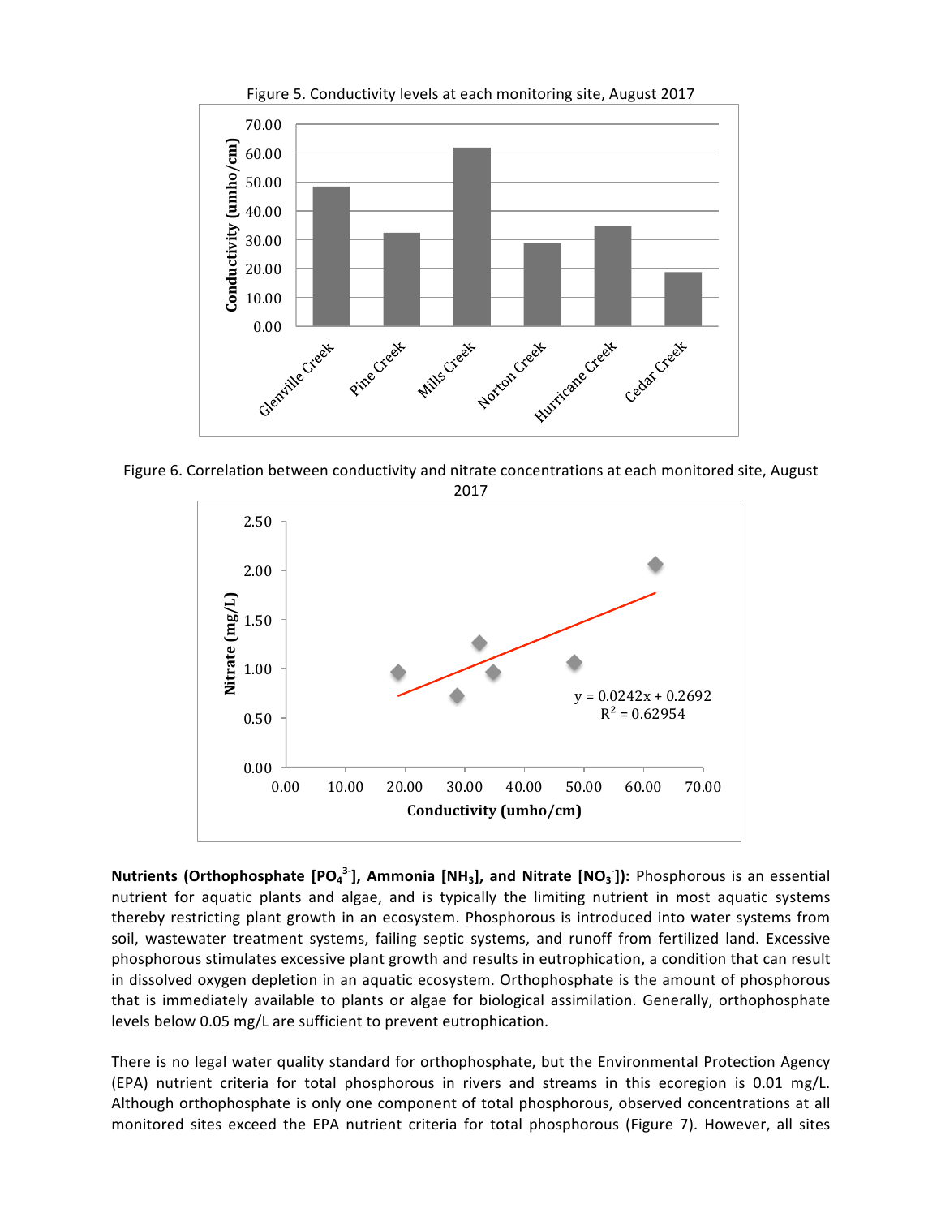Figure 5. Conductivity levels at each monitoring site, August 2017

Figure 6. Correlation between conductivity and nitrate concentrations at each monitored site, August 2017

**Nutrients (Orthophosphate [$PO_4^{3-}$], Ammonia [$NH_3$], and Nitrate [$NO_3^-$]):** Phosphorous is an essential nutrient for aquatic plants and algae, and is typically the limiting nutrient in most aquatic systems thereby restricting plant growth in an ecosystem. Phosphorous is introduced into water systems from soil, wastewater treatment systems, failing septic systems, and runoff from fertilized land. Excessive phosphorous stimulates excessive plant growth and results in eutrophication, a condition that can result in dissolved oxygen depletion in an aquatic ecosystem. Orthophosphate is the amount of phosphorous that is immediately available to plants or algae for biological assimilation. Generally, orthophosphate levels below 0.05 mg/L are sufficient to prevent eutrophication.

There is no legal water quality standard for orthophosphate, but the Environmental Protection Agency (EPA) nutrient criteria for total phosphorous in rivers and streams in this ecoregion is 0.01 mg/L. Although orthophosphate is only one component of total phosphorous, observed concentrations at all monitored sites exceed the EPA nutrient criteria for total phosphorous (Figure 7). However, all sites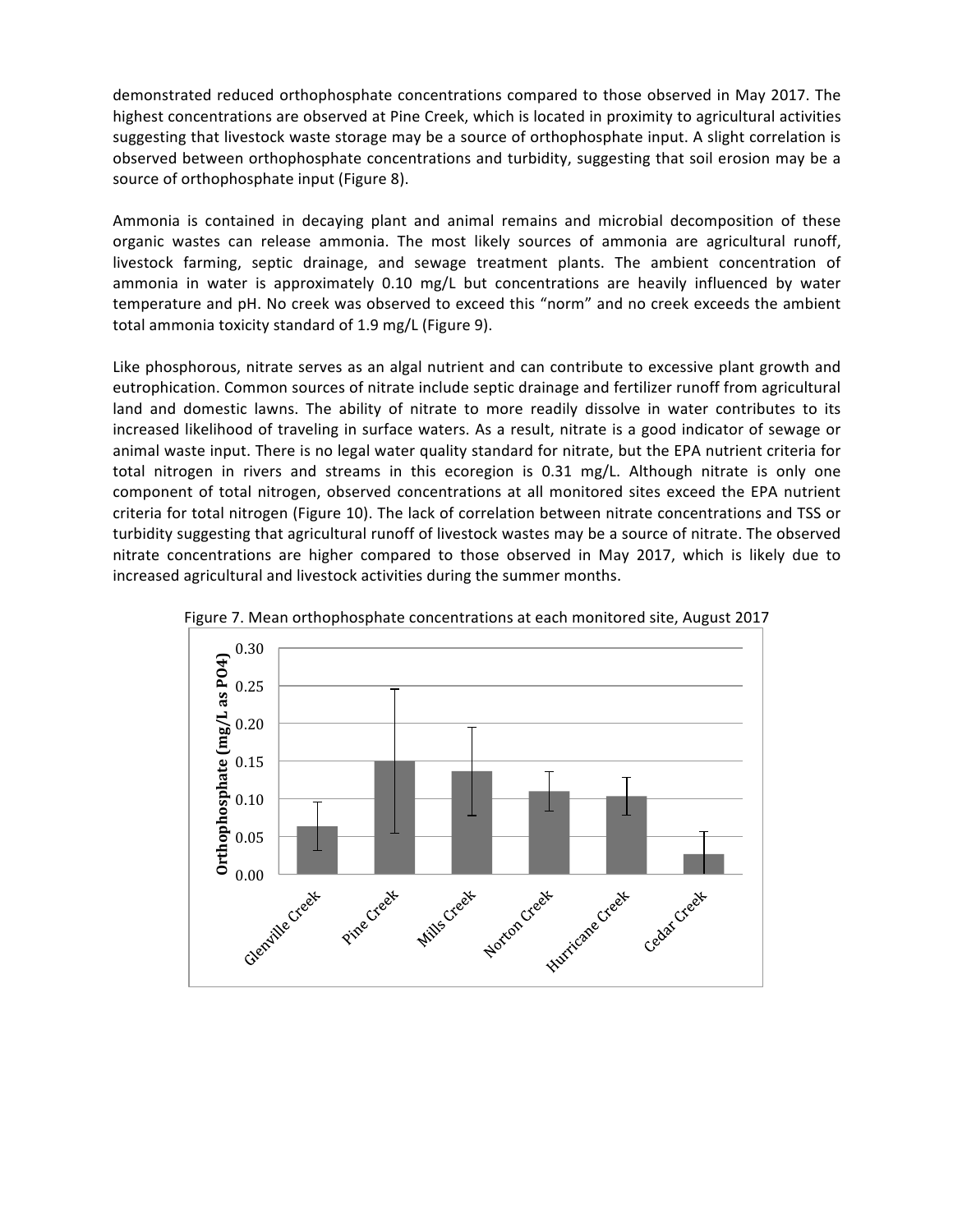demonstrated reduced orthophosphate concentrations compared to those observed in May 2017. The highest concentrations are observed at Pine Creek, which is located in proximity to agricultural activities suggesting that livestock waste storage may be a source of orthophosphate input. A slight correlation is observed between orthophosphate concentrations and turbidity, suggesting that soil erosion may be a source of orthophosphate input (Figure 8).

Ammonia is contained in decaying plant and animal remains and microbial decomposition of these organic wastes can release ammonia. The most likely sources of ammonia are agricultural runoff, livestock farming, septic drainage, and sewage treatment plants. The ambient concentration of ammonia in water is approximately 0.10 mg/L but concentrations are heavily influenced by water temperature and pH. No creek was observed to exceed this "norm" and no creek exceeds the ambient total ammonia toxicity standard of 1.9 mg/L (Figure 9).

Like phosphorous, nitrate serves as an algal nutrient and can contribute to excessive plant growth and eutrophication. Common sources of nitrate include septic drainage and fertilizer runoff from agricultural land and domestic lawns. The ability of nitrate to more readily dissolve in water contributes to its increased likelihood of traveling in surface waters. As a result, nitrate is a good indicator of sewage or animal waste input. There is no legal water quality standard for nitrate, but the EPA nutrient criteria for total nitrogen in rivers and streams in this ecoregion is 0.31 mg/L. Although nitrate is only one component of total nitrogen, observed concentrations at all monitored sites exceed the EPA nutrient criteria for total nitrogen (Figure 10). The lack of correlation between nitrate concentrations and TSS or turbidity suggesting that agricultural runoff of livestock wastes may be a source of nitrate. The observed nitrate concentrations are higher compared to those observed in May 2017, which is likely due to increased agricultural and livestock activities during the summer months.

Figure 7. Mean orthophosphate concentrations at each monitored site, August 2017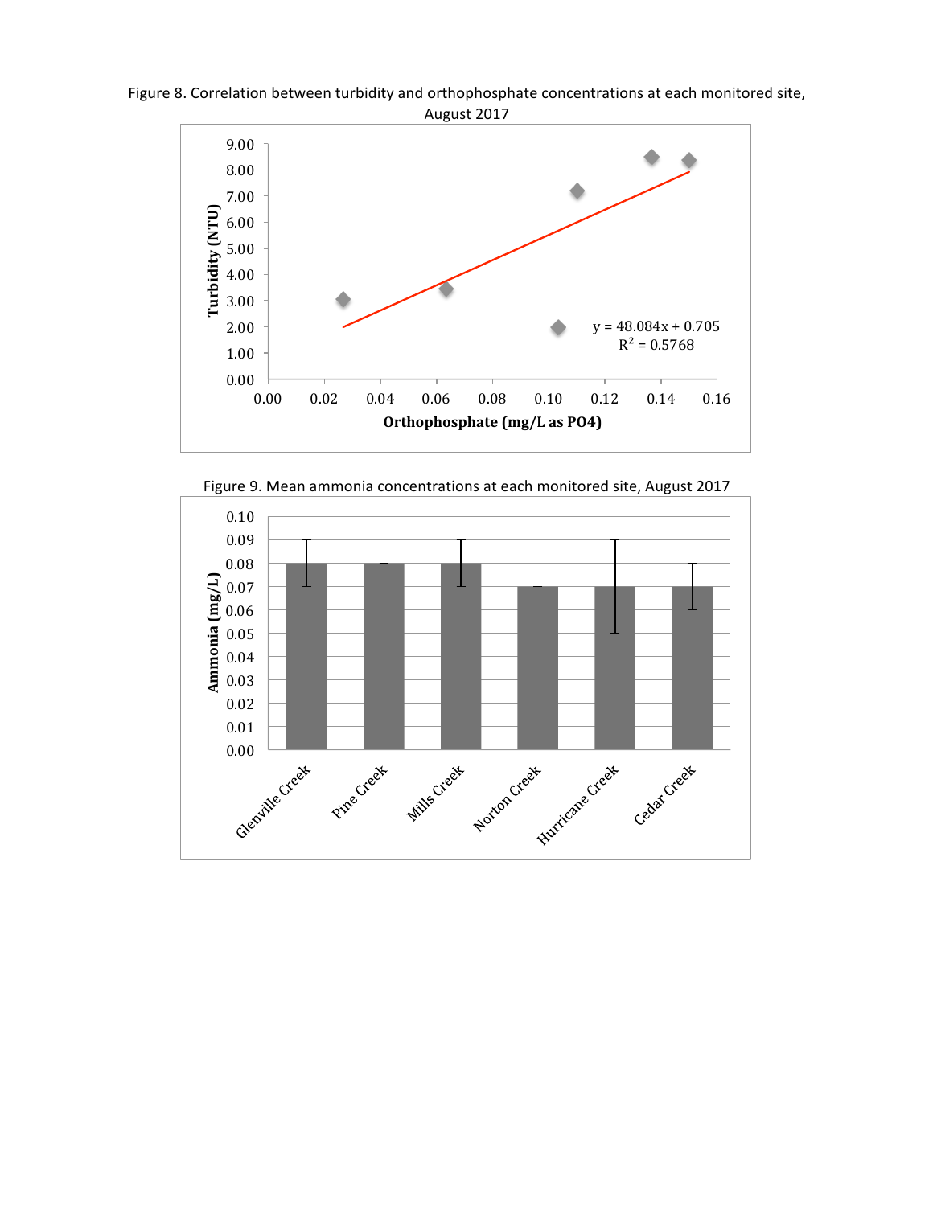Figure 8. Correlation between turbidity and orthophosphate concentrations at each monitored site, August 2017

Figure 9. Mean ammonia concentrations at each monitored site, August 2017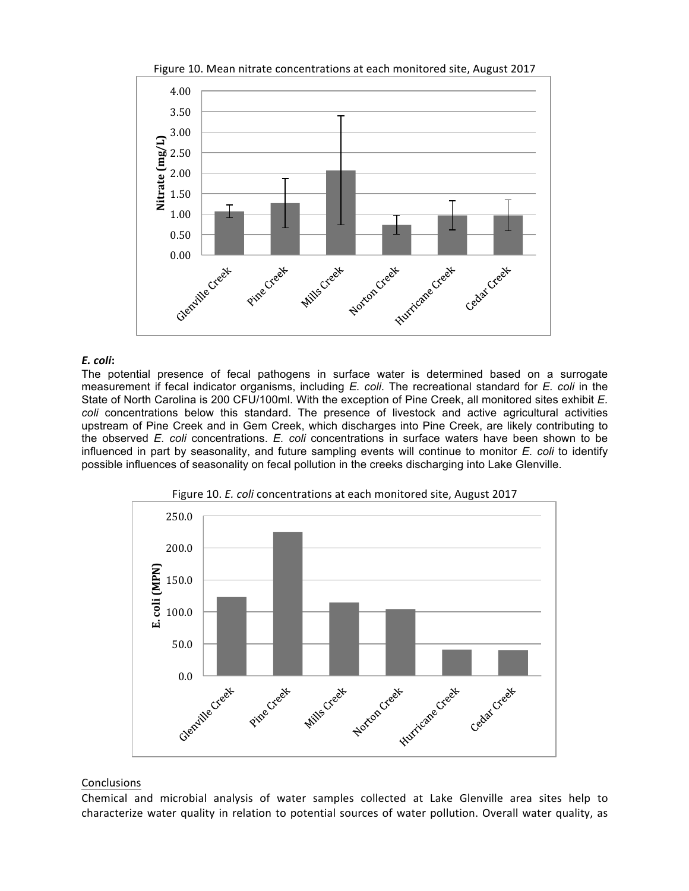Figure 10. Mean nitrate concentrations at each monitored site, August 2017

***E. coli*:**

The potential presence of fecal pathogens in surface water is determined based on a surrogate measurement if fecal indicator organisms, including *E. coli*. The recreational standard for *E. coli* in the State of North Carolina is 200 CFU/100ml. With the exception of Pine Creek, all monitored sites exhibit *E. coli* concentrations below this standard. The presence of livestock and active agricultural activities upstream of Pine Creek and in Gem Creek, which discharges into Pine Creek, are likely contributing to the observed *E. coli* concentrations. *E. coli* concentrations in surface waters have been shown to be influenced in part by seasonality, and future sampling events will continue to monitor *E. coli* to identify possible influences of seasonality on fecal pollution in the creeks discharging into Lake Glenville.

Figure 10. *E. coli* concentrations at each monitored site, August 2017

Conclusions

Chemical and microbial analysis of water samples collected at Lake Glenville area sites help to characterize water quality in relation to potential sources of water pollution. Overall water quality, as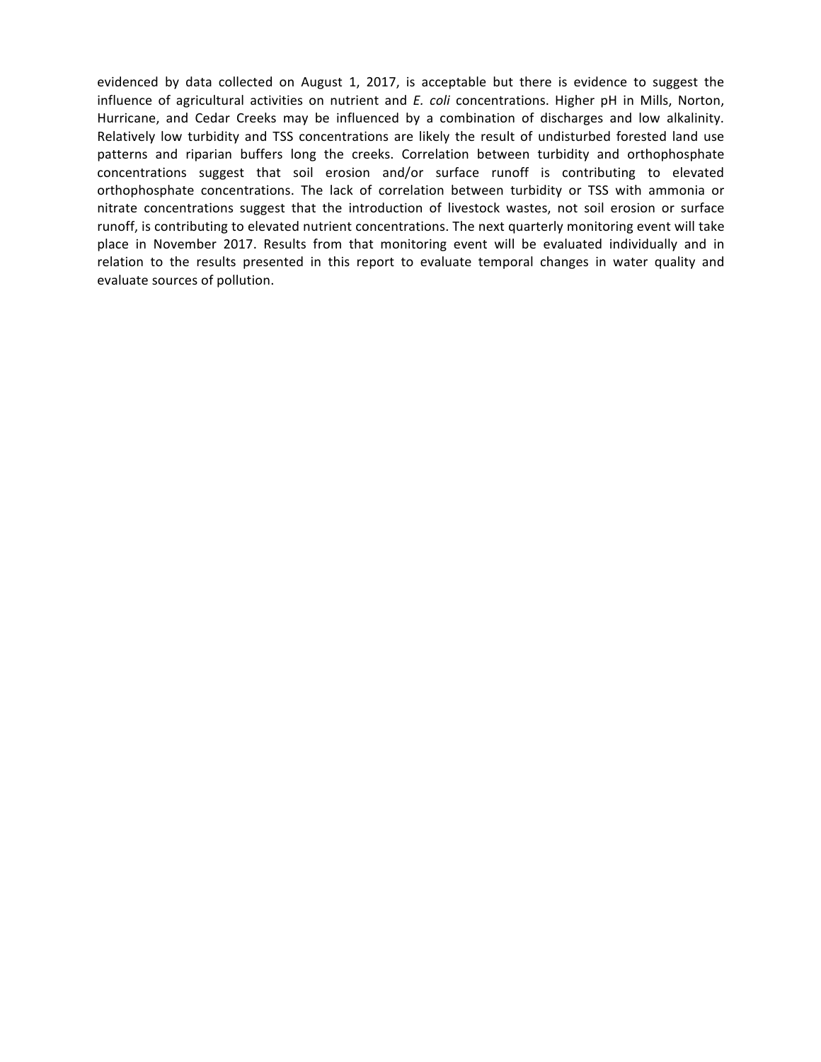evidenced by data collected on August 1, 2017, is acceptable but there is evidence to suggest the influence of agricultural activities on nutrient and *E. coli* concentrations. Higher pH in Mills, Norton, Hurricane, and Cedar Creeks may be influenced by a combination of discharges and low alkalinity. Relatively low turbidity and TSS concentrations are likely the result of undisturbed forested land use patterns and riparian buffers long the creeks. Correlation between turbidity and orthophosphate concentrations suggest that soil erosion and/or surface runoff is contributing to elevated orthophosphate concentrations. The lack of correlation between turbidity or TSS with ammonia or nitrate concentrations suggest that the introduction of livestock wastes, not soil erosion or surface runoff, is contributing to elevated nutrient concentrations. The next quarterly monitoring event will take place in November 2017. Results from that monitoring event will be evaluated individually and in relation to the results presented in this report to evaluate temporal changes in water quality and evaluate sources of pollution.